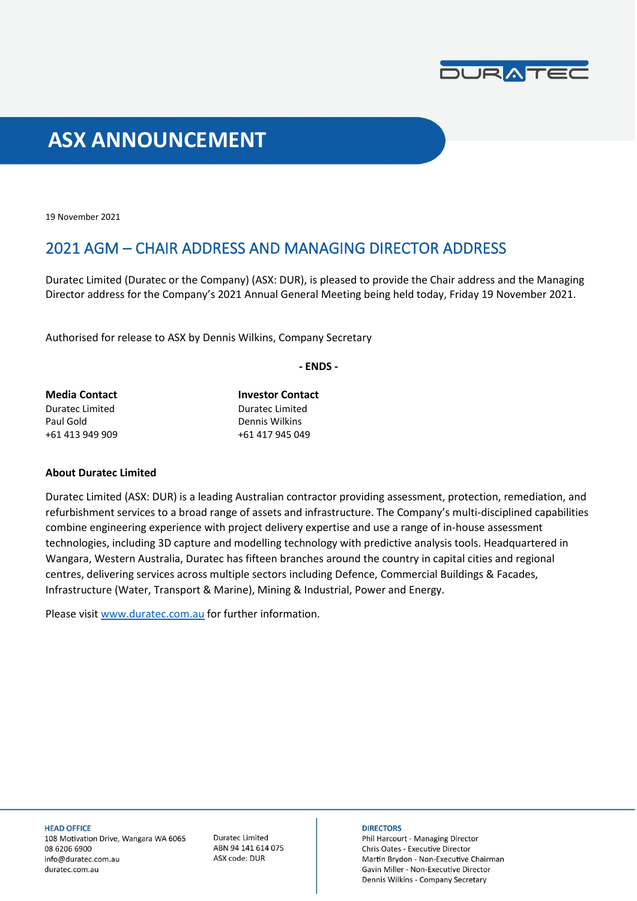# ASX ANNOUNCEMENT

19 November 2021

## 2021 AGM – CHAIR ADDRESS AND MANAGING DIRECTOR ADDRESS

Duratec Limited (Duratec or the Company) (ASX: DUR), is pleased to provide the Chair address and the Managing Director address for the Company's 2021 Annual General Meeting being held today, Friday 19 November 2021.

Authorised for release to ASX by Dennis Wilkins, Company Secretary

**- ENDS -**

**Media Contact**
Duratec Limited
Paul Gold
+61 413 949 909

**Investor Contact**
Duratec Limited
Dennis Wilkins
+61 417 945 049

**About Duratec Limited**

Duratec Limited (ASX: DUR) is a leading Australian contractor providing assessment, protection, remediation, and refurbishment services to a broad range of assets and infrastructure. The Company's multi-disciplined capabilities combine engineering experience with project delivery expertise and use a range of in-house assessment technologies, including 3D capture and modelling technology with predictive analysis tools. Headquartered in Wangara, Western Australia, Duratec has fifteen branches around the country in capital cities and regional centres, delivering services across multiple sectors including Defence, Commercial Buildings & Facades, Infrastructure (Water, Transport & Marine), Mining & Industrial, Power and Energy.

Please visit www.duratec.com.au for further information.

**HEAD OFFICE**
108 Motivation Drive, Wangara WA 6065
08 6206 6900
info@duratec.com.au
duratec.com.au

Duratec Limited
ABN 94 141 614 075
ASX code: DUR

**DIRECTORS**
Phil Harcourt - Managing Director
Chris Oates - Executive Director
Martin Brydon - Non-Executive Chairman
Gavin Miller - Non-Executive Director
Dennis Wilkins - Company Secretary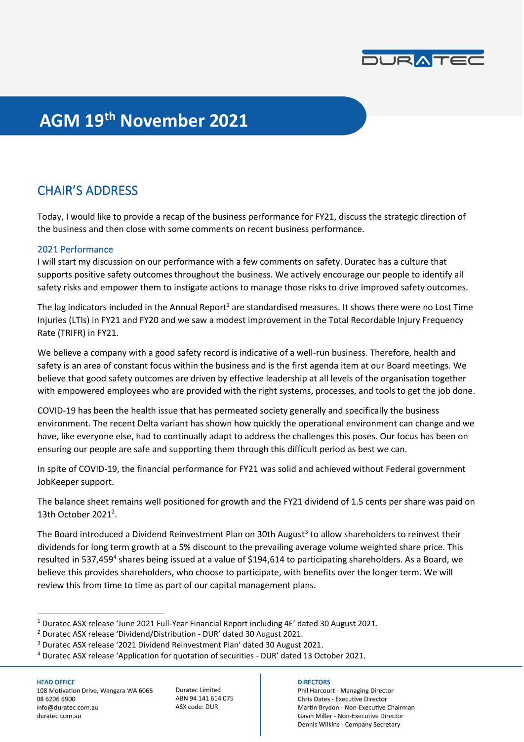# AGM 19th November 2021

## CHAIR'S ADDRESS

Today, I would like to provide a recap of the business performance for FY21, discuss the strategic direction of the business and then close with some comments on recent business performance.

### 2021 Performance

I will start my discussion on our performance with a few comments on safety. Duratec has a culture that supports positive safety outcomes throughout the business. We actively encourage our people to identify all safety risks and empower them to instigate actions to manage those risks to drive improved safety outcomes.

The lag indicators included in the Annual Report[1] are standardised measures. It shows there were no Lost Time Injuries (LTIs) in FY21 and FY20 and we saw a modest improvement in the Total Recordable Injury Frequency Rate (TRIFR) in FY21.

We believe a company with a good safety record is indicative of a well-run business. Therefore, health and safety is an area of constant focus within the business and is the first agenda item at our Board meetings. We believe that good safety outcomes are driven by effective leadership at all levels of the organisation together with empowered employees who are provided with the right systems, processes, and tools to get the job done.

COVID-19 has been the health issue that has permeated society generally and specifically the business environment. The recent Delta variant has shown how quickly the operational environment can change and we have, like everyone else, had to continually adapt to address the challenges this poses. Our focus has been on ensuring our people are safe and supporting them through this difficult period as best we can.

In spite of COVID-19, the financial performance for FY21 was solid and achieved without Federal government JobKeeper support.

The balance sheet remains well positioned for growth and the FY21 dividend of 1.5 cents per share was paid on 13th October 2021[2].

The Board introduced a Dividend Reinvestment Plan on 30th August[3] to allow shareholders to reinvest their dividends for long term growth at a 5% discount to the prevailing average volume weighted share price. This resulted in 537,459[4] shares being issued at a value of $194,614 to participating shareholders. As a Board, we believe this provides shareholders, who choose to participate, with benefits over the longer term. We will review this from time to time as part of our capital management plans.

[1] Duratec ASX release 'June 2021 Full-Year Financial Report including 4E' dated 30 August 2021.
[2] Duratec ASX release 'Dividend/Distribution - DUR' dated 30 August 2021.
[3] Duratec ASX release '2021 Dividend Reinvestment Plan' dated 30 August 2021.
[4] Duratec ASX release 'Application for quotation of securities - DUR' dated 13 October 2021.

**HEAD OFFICE**
108 Motivation Drive, Wangara WA 6065
08 6206 6900
info@duratec.com.au
duratec.com.au

Duratec Limited
ABN 94 141 614 075
ASX code: DUR

**DIRECTORS**
Phil Harcourt - Managing Director
Chris Oates - Executive Director
Martin Brydon - Non-Executive Chairman
Gavin Miller - Non-Executive Director
Dennis Wilkins - Company Secretary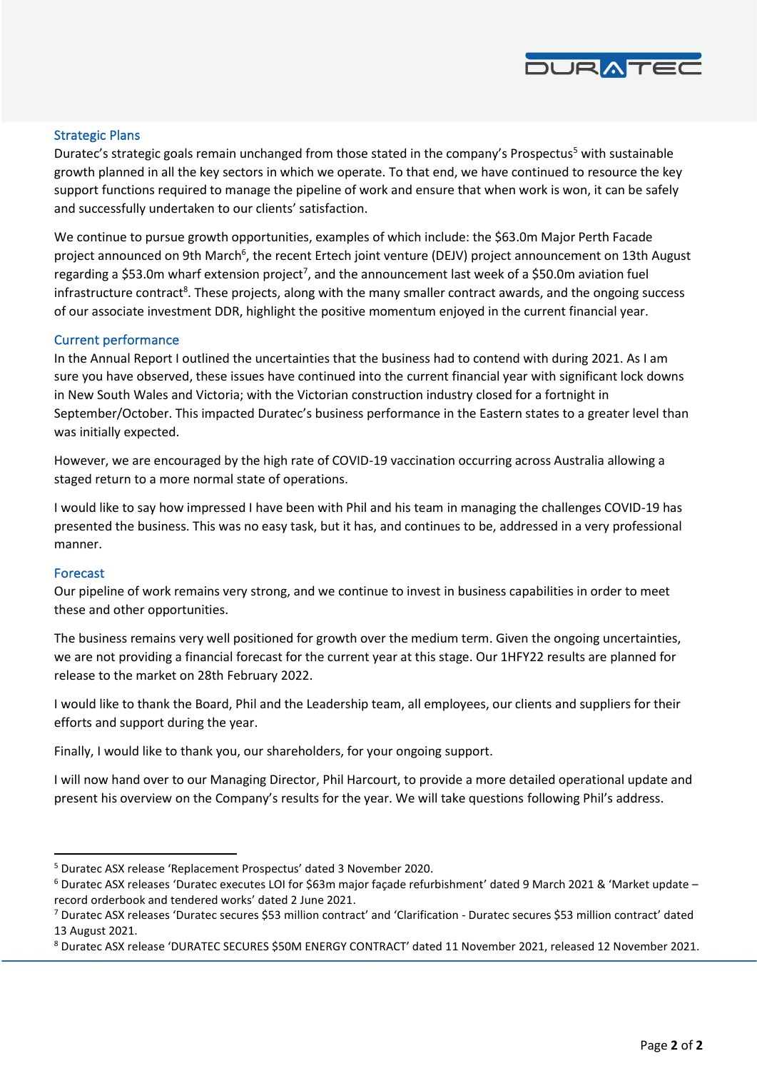## Strategic Plans

Duratec's strategic goals remain unchanged from those stated in the company's Prospectus[5] with sustainable growth planned in all the key sectors in which we operate. To that end, we have continued to resource the key support functions required to manage the pipeline of work and ensure that when work is won, it can be safely and successfully undertaken to our clients' satisfaction.

We continue to pursue growth opportunities, examples of which include: the $63.0m Major Perth Facade project announced on 9th March[6], the recent Ertech joint venture (DEJV) project announcement on 13th August regarding a $53.0m wharf extension project[7], and the announcement last week of a $50.0m aviation fuel infrastructure contract[8]. These projects, along with the many smaller contract awards, and the ongoing success of our associate investment DDR, highlight the positive momentum enjoyed in the current financial year.

## Current performance

In the Annual Report I outlined the uncertainties that the business had to contend with during 2021. As I am sure you have observed, these issues have continued into the current financial year with significant lock downs in New South Wales and Victoria; with the Victorian construction industry closed for a fortnight in September/October. This impacted Duratec's business performance in the Eastern states to a greater level than was initially expected.

However, we are encouraged by the high rate of COVID-19 vaccination occurring across Australia allowing a staged return to a more normal state of operations.

I would like to say how impressed I have been with Phil and his team in managing the challenges COVID-19 has presented the business. This was no easy task, but it has, and continues to be, addressed in a very professional manner.

## Forecast

Our pipeline of work remains very strong, and we continue to invest in business capabilities in order to meet these and other opportunities.

The business remains very well positioned for growth over the medium term. Given the ongoing uncertainties, we are not providing a financial forecast for the current year at this stage. Our 1HFY22 results are planned for release to the market on 28th February 2022.

I would like to thank the Board, Phil and the Leadership team, all employees, our clients and suppliers for their efforts and support during the year.

Finally, I would like to thank you, our shareholders, for your ongoing support.

I will now hand over to our Managing Director, Phil Harcourt, to provide a more detailed operational update and present his overview on the Company's results for the year. We will take questions following Phil's address.

---

[5] Duratec ASX release 'Replacement Prospectus' dated 3 November 2020.

[6] Duratec ASX releases 'Duratec executes LOI for $63m major façade refurbishment' dated 9 March 2021 & 'Market update – record orderbook and tendered works' dated 2 June 2021.

[7] Duratec ASX releases 'Duratec secures $53 million contract' and 'Clarification - Duratec secures $53 million contract' dated 13 August 2021.

[8] Duratec ASX release 'DURATEC SECURES $50M ENERGY CONTRACT' dated 11 November 2021, released 12 November 2021.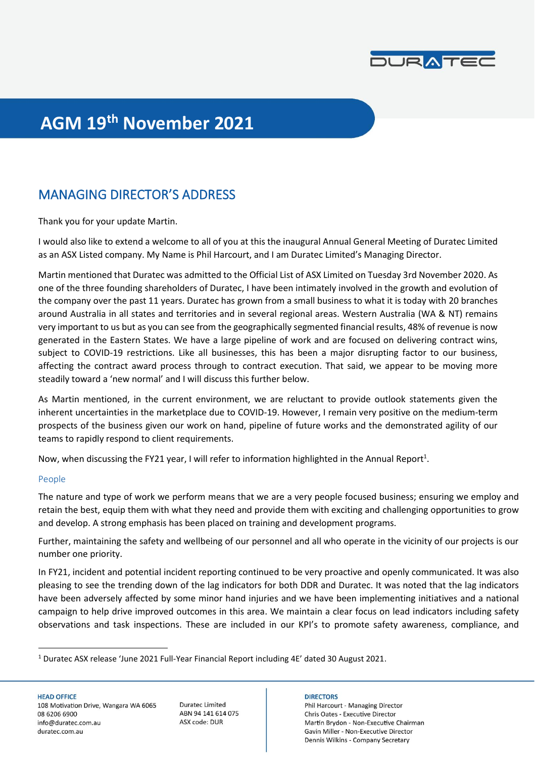# AGM 19th November 2021

## MANAGING DIRECTOR'S ADDRESS

Thank you for your update Martin.

I would also like to extend a welcome to all of you at this the inaugural Annual General Meeting of Duratec Limited as an ASX Listed company. My Name is Phil Harcourt, and I am Duratec Limited's Managing Director.

Martin mentioned that Duratec was admitted to the Official List of ASX Limited on Tuesday 3rd November 2020. As one of the three founding shareholders of Duratec, I have been intimately involved in the growth and evolution of the company over the past 11 years. Duratec has grown from a small business to what it is today with 20 branches around Australia in all states and territories and in several regional areas. Western Australia (WA & NT) remains very important to us but as you can see from the geographically segmented financial results, 48% of revenue is now generated in the Eastern States. We have a large pipeline of work and are focused on delivering contract wins, subject to COVID-19 restrictions. Like all businesses, this has been a major disrupting factor to our business, affecting the contract award process through to contract execution. That said, we appear to be moving more steadily toward a 'new normal' and I will discuss this further below.

As Martin mentioned, in the current environment, we are reluctant to provide outlook statements given the inherent uncertainties in the marketplace due to COVID-19. However, I remain very positive on the medium-term prospects of the business given our work on hand, pipeline of future works and the demonstrated agility of our teams to rapidly respond to client requirements.

Now, when discussing the FY21 year, I will refer to information highlighted in the Annual Report[1].

### People

The nature and type of work we perform means that we are a very people focused business; ensuring we employ and retain the best, equip them with what they need and provide them with exciting and challenging opportunities to grow and develop. A strong emphasis has been placed on training and development programs.

Further, maintaining the safety and wellbeing of our personnel and all who operate in the vicinity of our projects is our number one priority.

In FY21, incident and potential incident reporting continued to be very proactive and openly communicated. It was also pleasing to see the trending down of the lag indicators for both DDR and Duratec. It was noted that the lag indicators have been adversely affected by some minor hand injuries and we have been implementing initiatives and a national campaign to help drive improved outcomes in this area. We maintain a clear focus on lead indicators including safety observations and task inspections. These are included in our KPI's to promote safety awareness, compliance, and

[1] Duratec ASX release 'June 2021 Full-Year Financial Report including 4E' dated 30 August 2021.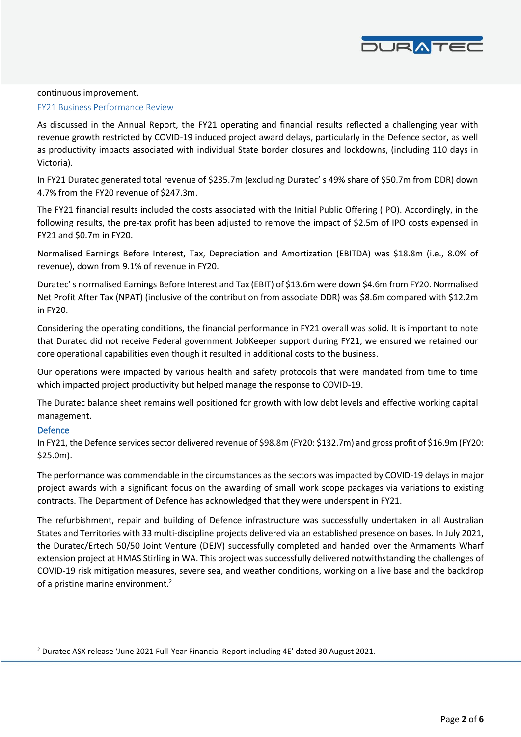continuous improvement.

## FY21 Business Performance Review

As discussed in the Annual Report, the FY21 operating and financial results reflected a challenging year with revenue growth restricted by COVID-19 induced project award delays, particularly in the Defence sector, as well as productivity impacts associated with individual State border closures and lockdowns, (including 110 days in Victoria).

In FY21 Duratec generated total revenue of $235.7m (excluding Duratec' s 49% share of $50.7m from DDR) down 4.7% from the FY20 revenue of $247.3m.

The FY21 financial results included the costs associated with the Initial Public Offering (IPO). Accordingly, in the following results, the pre-tax profit has been adjusted to remove the impact of $2.5m of IPO costs expensed in FY21 and $0.7m in FY20.

Normalised Earnings Before Interest, Tax, Depreciation and Amortization (EBITDA) was $18.8m (i.e., 8.0% of revenue), down from 9.1% of revenue in FY20.

Duratec' s normalised Earnings Before Interest and Tax (EBIT) of $13.6m were down $4.6m from FY20. Normalised Net Profit After Tax (NPAT) (inclusive of the contribution from associate DDR) was $8.6m compared with $12.2m in FY20.

Considering the operating conditions, the financial performance in FY21 overall was solid. It is important to note that Duratec did not receive Federal government JobKeeper support during FY21, we ensured we retained our core operational capabilities even though it resulted in additional costs to the business.

Our operations were impacted by various health and safety protocols that were mandated from time to time which impacted project productivity but helped manage the response to COVID-19.

The Duratec balance sheet remains well positioned for growth with low debt levels and effective working capital management.

### Defence

In FY21, the Defence services sector delivered revenue of $98.8m (FY20: $132.7m) and gross profit of $16.9m (FY20: $25.0m).

The performance was commendable in the circumstances as the sectors was impacted by COVID-19 delays in major project awards with a significant focus on the awarding of small work scope packages via variations to existing contracts. The Department of Defence has acknowledged that they were underspent in FY21.

The refurbishment, repair and building of Defence infrastructure was successfully undertaken in all Australian States and Territories with 33 multi-discipline projects delivered via an established presence on bases. In July 2021, the Duratec/Ertech 50/50 Joint Venture (DEJV) successfully completed and handed over the Armaments Wharf extension project at HMAS Stirling in WA. This project was successfully delivered notwithstanding the challenges of COVID-19 risk mitigation measures, severe sea, and weather conditions, working on a live base and the backdrop of a pristine marine environment.[2]

---

[2] Duratec ASX release 'June 2021 Full-Year Financial Report including 4E' dated 30 August 2021.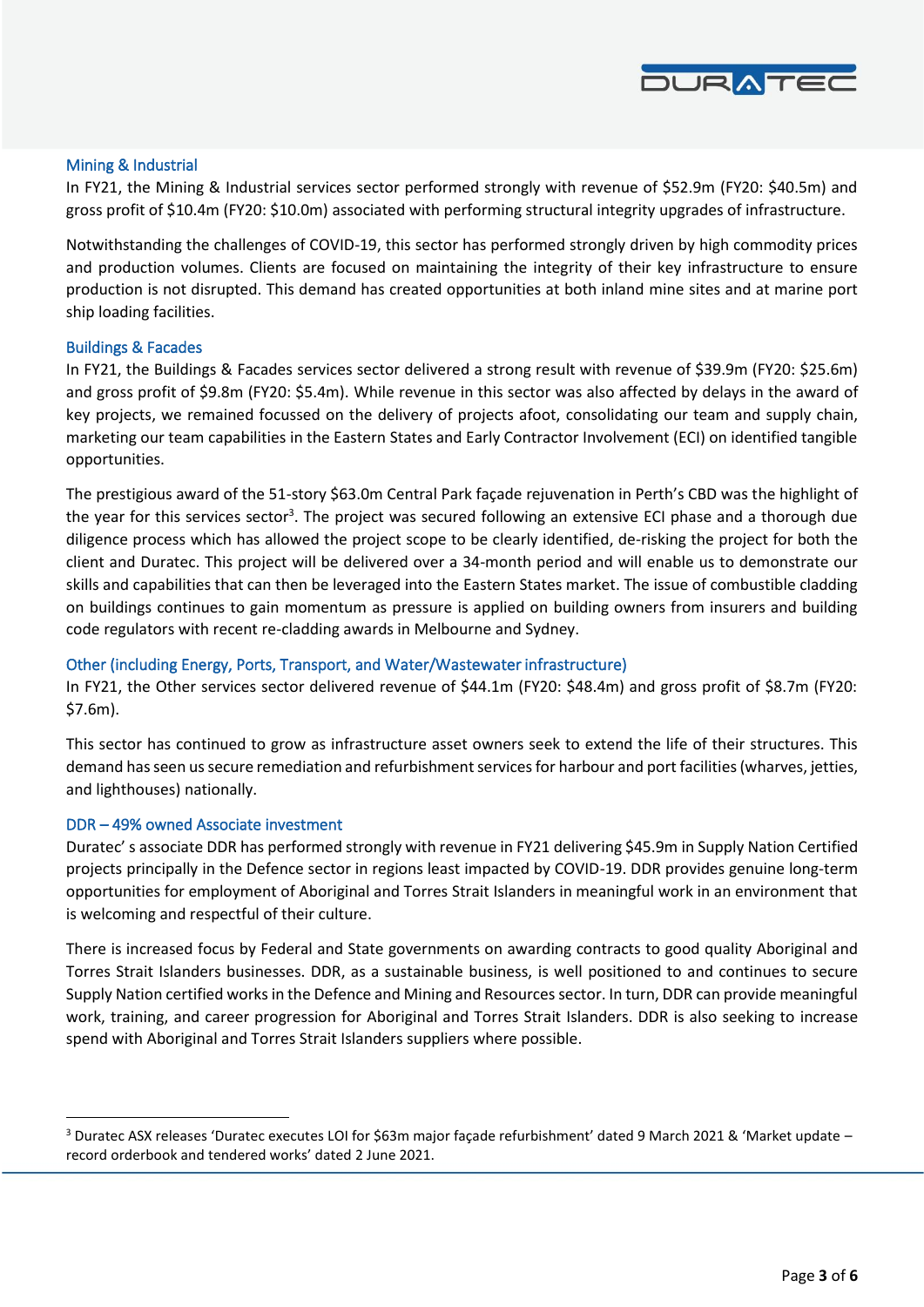### Mining & Industrial

In FY21, the Mining & Industrial services sector performed strongly with revenue of $52.9m (FY20: $40.5m) and gross profit of $10.4m (FY20: $10.0m) associated with performing structural integrity upgrades of infrastructure.

Notwithstanding the challenges of COVID-19, this sector has performed strongly driven by high commodity prices and production volumes. Clients are focused on maintaining the integrity of their key infrastructure to ensure production is not disrupted. This demand has created opportunities at both inland mine sites and at marine port ship loading facilities.

### Buildings & Facades

In FY21, the Buildings & Facades services sector delivered a strong result with revenue of $39.9m (FY20: $25.6m) and gross profit of $9.8m (FY20: $5.4m). While revenue in this sector was also affected by delays in the award of key projects, we remained focussed on the delivery of projects afoot, consolidating our team and supply chain, marketing our team capabilities in the Eastern States and Early Contractor Involvement (ECI) on identified tangible opportunities.

The prestigious award of the 51-story $63.0m Central Park façade rejuvenation in Perth's CBD was the highlight of the year for this services sector[3]. The project was secured following an extensive ECI phase and a thorough due diligence process which has allowed the project scope to be clearly identified, de-risking the project for both the client and Duratec. This project will be delivered over a 34-month period and will enable us to demonstrate our skills and capabilities that can then be leveraged into the Eastern States market. The issue of combustible cladding on buildings continues to gain momentum as pressure is applied on building owners from insurers and building code regulators with recent re-cladding awards in Melbourne and Sydney.

### Other (including Energy, Ports, Transport, and Water/Wastewater infrastructure)

In FY21, the Other services sector delivered revenue of $44.1m (FY20: $48.4m) and gross profit of $8.7m (FY20: $7.6m).

This sector has continued to grow as infrastructure asset owners seek to extend the life of their structures. This demand has seen us secure remediation and refurbishment services for harbour and port facilities (wharves, jetties, and lighthouses) nationally.

### DDR – 49% owned Associate investment

Duratec' s associate DDR has performed strongly with revenue in FY21 delivering $45.9m in Supply Nation Certified projects principally in the Defence sector in regions least impacted by COVID-19. DDR provides genuine long-term opportunities for employment of Aboriginal and Torres Strait Islanders in meaningful work in an environment that is welcoming and respectful of their culture.

There is increased focus by Federal and State governments on awarding contracts to good quality Aboriginal and Torres Strait Islanders businesses. DDR, as a sustainable business, is well positioned to and continues to secure Supply Nation certified works in the Defence and Mining and Resources sector. In turn, DDR can provide meaningful work, training, and career progression for Aboriginal and Torres Strait Islanders. DDR is also seeking to increase spend with Aboriginal and Torres Strait Islanders suppliers where possible.

---

[3] Duratec ASX releases 'Duratec executes LOI for $63m major façade refurbishment' dated 9 March 2021 & 'Market update – record orderbook and tendered works' dated 2 June 2021.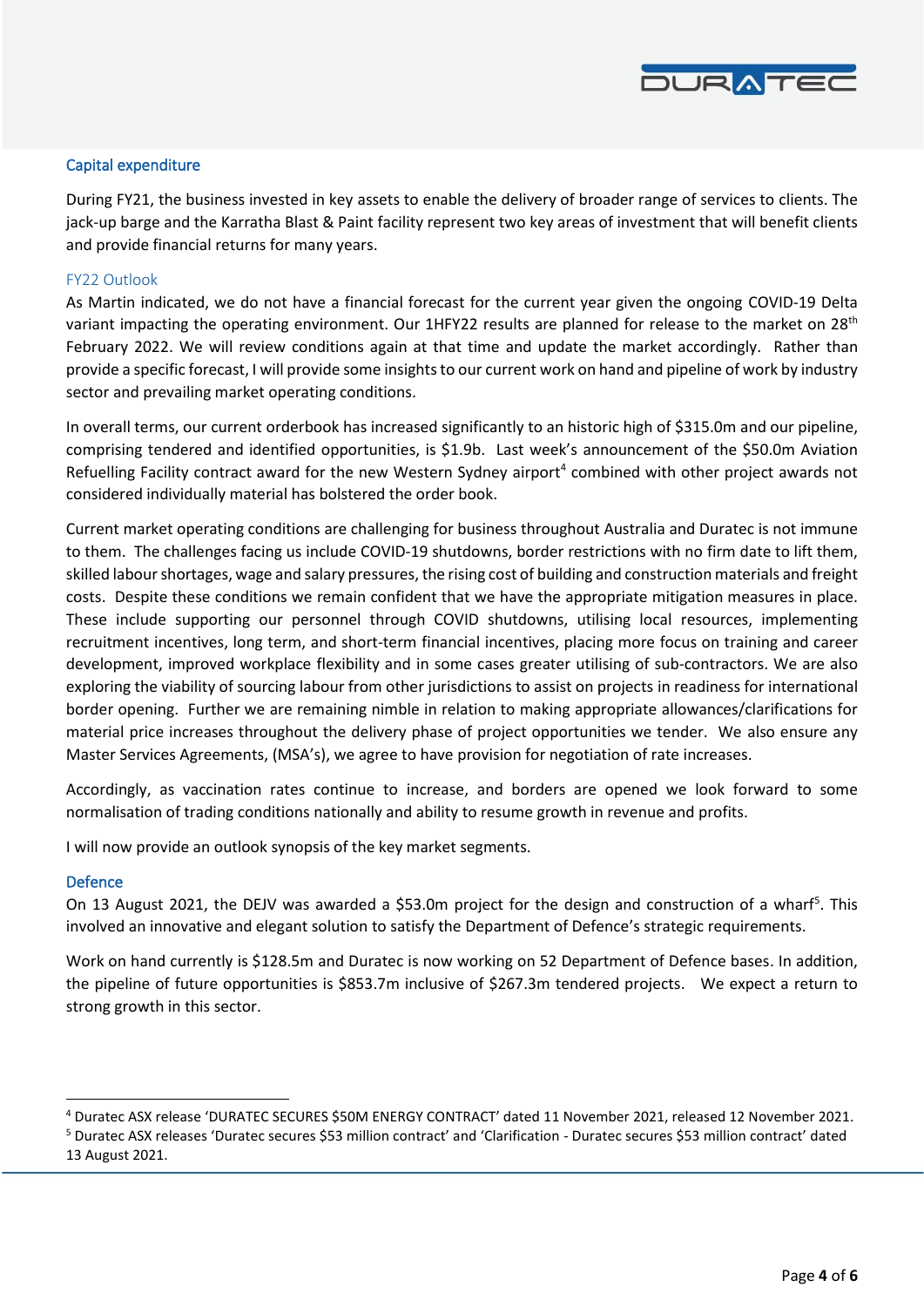## Capital expenditure

During FY21, the business invested in key assets to enable the delivery of broader range of services to clients. The jack-up barge and the Karratha Blast & Paint facility represent two key areas of investment that will benefit clients and provide financial returns for many years.

## FY22 Outlook

As Martin indicated, we do not have a financial forecast for the current year given the ongoing COVID-19 Delta variant impacting the operating environment. Our 1HFY22 results are planned for release to the market on 28th February 2022. We will review conditions again at that time and update the market accordingly. Rather than provide a specific forecast, I will provide some insights to our current work on hand and pipeline of work by industry sector and prevailing market operating conditions.

In overall terms, our current orderbook has increased significantly to an historic high of $315.0m and our pipeline, comprising tendered and identified opportunities, is $1.9b. Last week's announcement of the $50.0m Aviation Refuelling Facility contract award for the new Western Sydney airport[4] combined with other project awards not considered individually material has bolstered the order book.

Current market operating conditions are challenging for business throughout Australia and Duratec is not immune to them. The challenges facing us include COVID-19 shutdowns, border restrictions with no firm date to lift them, skilled labour shortages, wage and salary pressures, the rising cost of building and construction materials and freight costs. Despite these conditions we remain confident that we have the appropriate mitigation measures in place. These include supporting our personnel through COVID shutdowns, utilising local resources, implementing recruitment incentives, long term, and short-term financial incentives, placing more focus on training and career development, improved workplace flexibility and in some cases greater utilising of sub-contractors. We are also exploring the viability of sourcing labour from other jurisdictions to assist on projects in readiness for international border opening. Further we are remaining nimble in relation to making appropriate allowances/clarifications for material price increases throughout the delivery phase of project opportunities we tender. We also ensure any Master Services Agreements, (MSA's), we agree to have provision for negotiation of rate increases.

Accordingly, as vaccination rates continue to increase, and borders are opened we look forward to some normalisation of trading conditions nationally and ability to resume growth in revenue and profits.

I will now provide an outlook synopsis of the key market segments.

## Defence

On 13 August 2021, the DEJV was awarded a $53.0m project for the design and construction of a wharf[5]. This involved an innovative and elegant solution to satisfy the Department of Defence's strategic requirements.

Work on hand currently is $128.5m and Duratec is now working on 52 Department of Defence bases. In addition, the pipeline of future opportunities is $853.7m inclusive of $267.3m tendered projects. We expect a return to strong growth in this sector.

---

[4] Duratec ASX release 'DURATEC SECURES $50M ENERGY CONTRACT' dated 11 November 2021, released 12 November 2021.

[5] Duratec ASX releases 'Duratec secures $53 million contract' and 'Clarification - Duratec secures $53 million contract' dated 13 August 2021.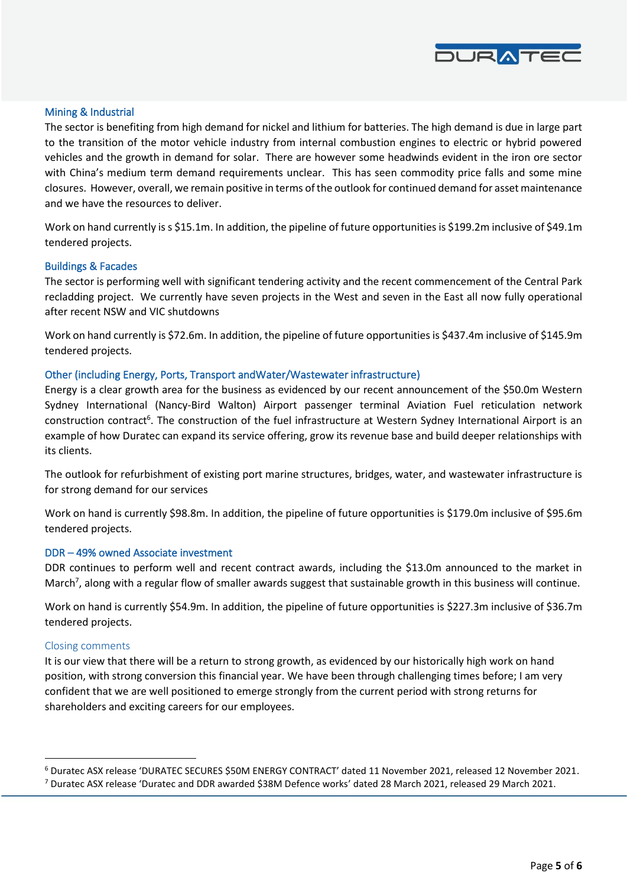### Mining & Industrial

The sector is benefiting from high demand for nickel and lithium for batteries. The high demand is due in large part to the transition of the motor vehicle industry from internal combustion engines to electric or hybrid powered vehicles and the growth in demand for solar. There are however some headwinds evident in the iron ore sector with China's medium term demand requirements unclear. This has seen commodity price falls and some mine closures. However, overall, we remain positive in terms of the outlook for continued demand for asset maintenance and we have the resources to deliver.

Work on hand currently is s $15.1m. In addition, the pipeline of future opportunities is $199.2m inclusive of $49.1m tendered projects.

### Buildings & Facades

The sector is performing well with significant tendering activity and the recent commencement of the Central Park recladding project. We currently have seven projects in the West and seven in the East all now fully operational after recent NSW and VIC shutdowns

Work on hand currently is $72.6m. In addition, the pipeline of future opportunities is $437.4m inclusive of $145.9m tendered projects.

### Other (including Energy, Ports, Transport andWater/Wastewater infrastructure)

Energy is a clear growth area for the business as evidenced by our recent announcement of the $50.0m Western Sydney International (Nancy-Bird Walton) Airport passenger terminal Aviation Fuel reticulation network construction contract[6]. The construction of the fuel infrastructure at Western Sydney International Airport is an example of how Duratec can expand its service offering, grow its revenue base and build deeper relationships with its clients.

The outlook for refurbishment of existing port marine structures, bridges, water, and wastewater infrastructure is for strong demand for our services

Work on hand is currently $98.8m. In addition, the pipeline of future opportunities is $179.0m inclusive of $95.6m tendered projects.

### DDR – 49% owned Associate investment

DDR continues to perform well and recent contract awards, including the $13.0m announced to the market in March[7], along with a regular flow of smaller awards suggest that sustainable growth in this business will continue.

Work on hand is currently $54.9m. In addition, the pipeline of future opportunities is $227.3m inclusive of $36.7m tendered projects.

### Closing comments

It is our view that there will be a return to strong growth, as evidenced by our historically high work on hand position, with strong conversion this financial year. We have been through challenging times before; I am very confident that we are well positioned to emerge strongly from the current period with strong returns for shareholders and exciting careers for our employees.

---

[6] Duratec ASX release 'DURATEC SECURES $50M ENERGY CONTRACT' dated 11 November 2021, released 12 November 2021.

[7] Duratec ASX release 'Duratec and DDR awarded $38M Defence works' dated 28 March 2021, released 29 March 2021.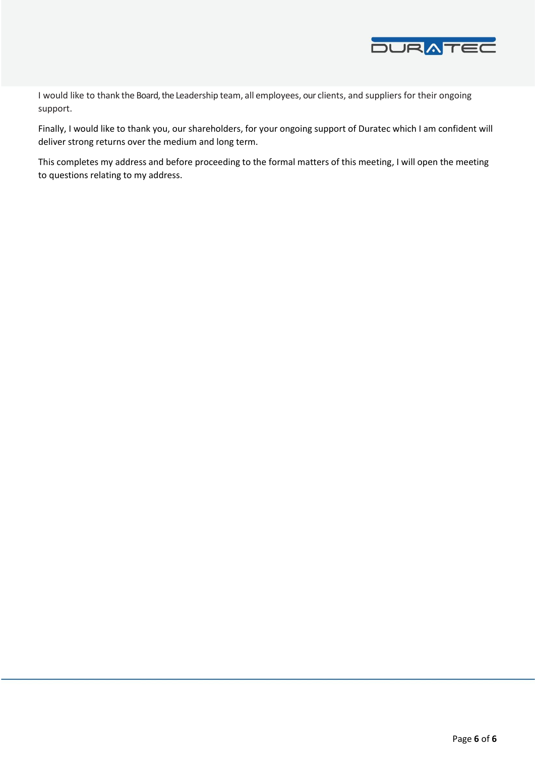I would like to thank the Board, the Leadership team, all employees, our clients, and suppliers for their ongoing support.

Finally, I would like to thank you, our shareholders, for your ongoing support of Duratec which I am confident will deliver strong returns over the medium and long term.

This completes my address and before proceeding to the formal matters of this meeting, I will open the meeting to questions relating to my address.